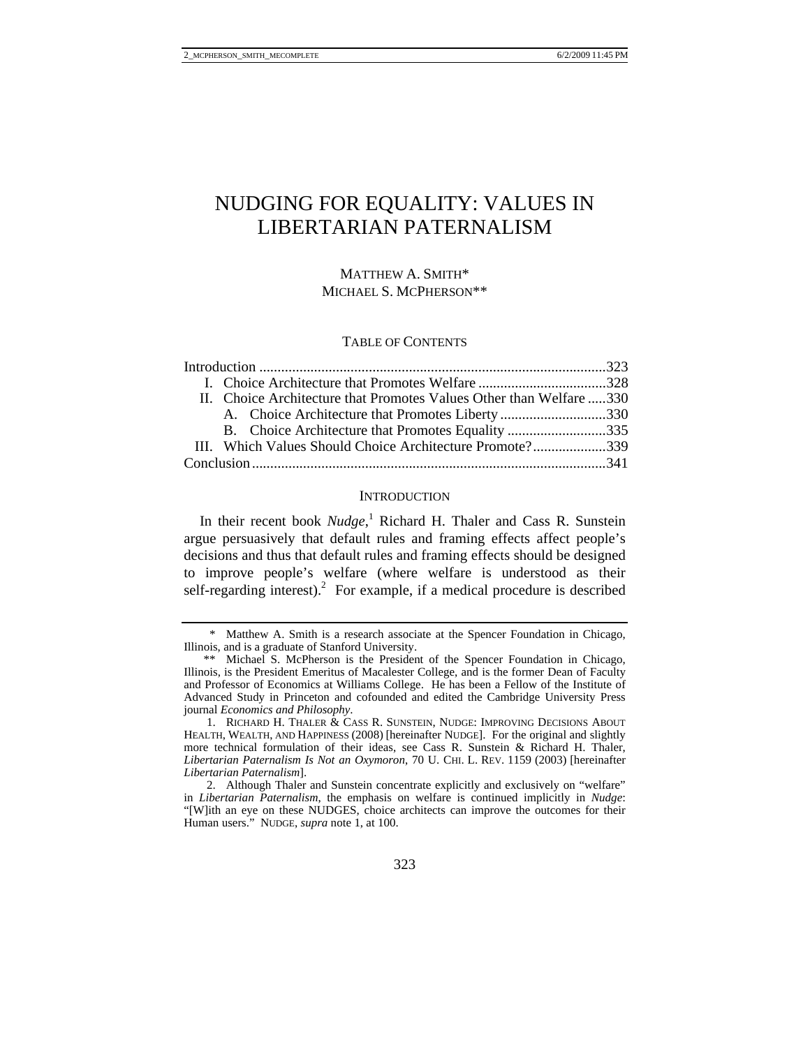# NUDGING FOR EQUALITY: VALUES IN LIBERTARIAN PATERNALISM

MATTHEW A. SMITH*
MICHAEL S. MCPHERSON**

TABLE OF CONTENTS

| | |
|---|---|
| Introduction | 323 |
| I. Choice Architecture that Promotes Welfare | 328 |
| II. Choice Architecture that Promotes Values Other than Welfare | 330 |
| A. Choice Architecture that Promotes Liberty | 330 |
| B. Choice Architecture that Promotes Equality | 335 |
| III. Which Values Should Choice Architecture Promote? | 339 |
| Conclusion | 341 |

## INTRODUCTION

In their recent book *Nudge*,[1] Richard H. Thaler and Cass R. Sunstein argue persuasively that default rules and framing effects affect people's decisions and thus that default rules and framing effects should be designed to improve people's welfare (where welfare is understood as their self-regarding interest).[2] For example, if a medical procedure is described

---

\* Matthew A. Smith is a research associate at the Spencer Foundation in Chicago, Illinois, and is a graduate of Stanford University.

\*\* Michael S. McPherson is the President of the Spencer Foundation in Chicago, Illinois, is the President Emeritus of Macalester College, and is the former Dean of Faculty and Professor of Economics at Williams College. He has been a Fellow of the Institute of Advanced Study in Princeton and cofounded and edited the Cambridge University Press journal *Economics and Philosophy*.

1. RICHARD H. THALER & CASS R. SUNSTEIN, NUDGE: IMPROVING DECISIONS ABOUT HEALTH, WEALTH, AND HAPPINESS (2008) [hereinafter NUDGE]. For the original and slightly more technical formulation of their ideas, see Cass R. Sunstein & Richard H. Thaler, *Libertarian Paternalism Is Not an Oxymoron*, 70 U. CHI. L. REV. 1159 (2003) [hereinafter *Libertarian Paternalism*].

2. Although Thaler and Sunstein concentrate explicitly and exclusively on "welfare" in *Libertarian Paternalism*, the emphasis on welfare is continued implicitly in *Nudge*: "[W]ith an eye on these NUDGES, choice architects can improve the outcomes for their Human users." NUDGE, *supra* note 1, at 100.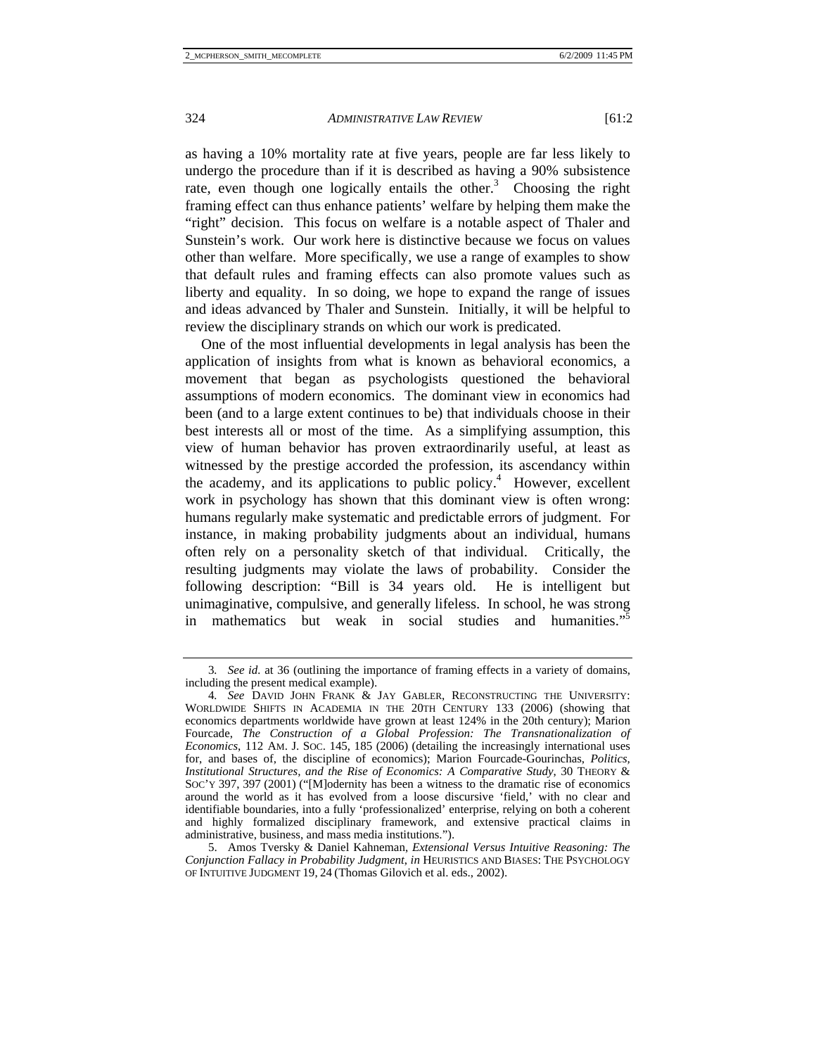as having a 10% mortality rate at five years, people are far less likely to undergo the procedure than if it is described as having a 90% subsistence rate, even though one logically entails the other.[3] Choosing the right framing effect can thus enhance patients' welfare by helping them make the "right" decision. This focus on welfare is a notable aspect of Thaler and Sunstein's work. Our work here is distinctive because we focus on values other than welfare. More specifically, we use a range of examples to show that default rules and framing effects can also promote values such as liberty and equality. In so doing, we hope to expand the range of issues and ideas advanced by Thaler and Sunstein. Initially, it will be helpful to review the disciplinary strands on which our work is predicated.

One of the most influential developments in legal analysis has been the application of insights from what is known as behavioral economics, a movement that began as psychologists questioned the behavioral assumptions of modern economics. The dominant view in economics had been (and to a large extent continues to be) that individuals choose in their best interests all or most of the time. As a simplifying assumption, this view of human behavior has proven extraordinarily useful, at least as witnessed by the prestige accorded the profession, its ascendancy within the academy, and its applications to public policy.[4] However, excellent work in psychology has shown that this dominant view is often wrong: humans regularly make systematic and predictable errors of judgment. For instance, in making probability judgments about an individual, humans often rely on a personality sketch of that individual. Critically, the resulting judgments may violate the laws of probability. Consider the following description: "Bill is 34 years old. He is intelligent but unimaginative, compulsive, and generally lifeless. In school, he was strong in mathematics but weak in social studies and humanities."[5]

---

3. *See id.* at 36 (outlining the importance of framing effects in a variety of domains, including the present medical example).

4. *See* DAVID JOHN FRANK & JAY GABLER, RECONSTRUCTING THE UNIVERSITY: WORLDWIDE SHIFTS IN ACADEMIA IN THE 20TH CENTURY 133 (2006) (showing that economics departments worldwide have grown at least 124% in the 20th century); Marion Fourcade, *The Construction of a Global Profession: The Transnationalization of Economics*, 112 AM. J. SOC. 145, 185 (2006) (detailing the increasingly international uses for, and bases of, the discipline of economics); Marion Fourcade-Gourinchas, *Politics, Institutional Structures, and the Rise of Economics: A Comparative Study*, 30 THEORY & SOC'Y 397, 397 (2001) ("[M]odernity has been a witness to the dramatic rise of economics around the world as it has evolved from a loose discursive 'field,' with no clear and identifiable boundaries, into a fully 'professionalized' enterprise, relying on both a coherent and highly formalized disciplinary framework, and extensive practical claims in administrative, business, and mass media institutions.").

5. Amos Tversky & Daniel Kahneman, *Extensional Versus Intuitive Reasoning: The Conjunction Fallacy in Probability Judgment*, *in* HEURISTICS AND BIASES: THE PSYCHOLOGY OF INTUITIVE JUDGMENT 19, 24 (Thomas Gilovich et al. eds., 2002).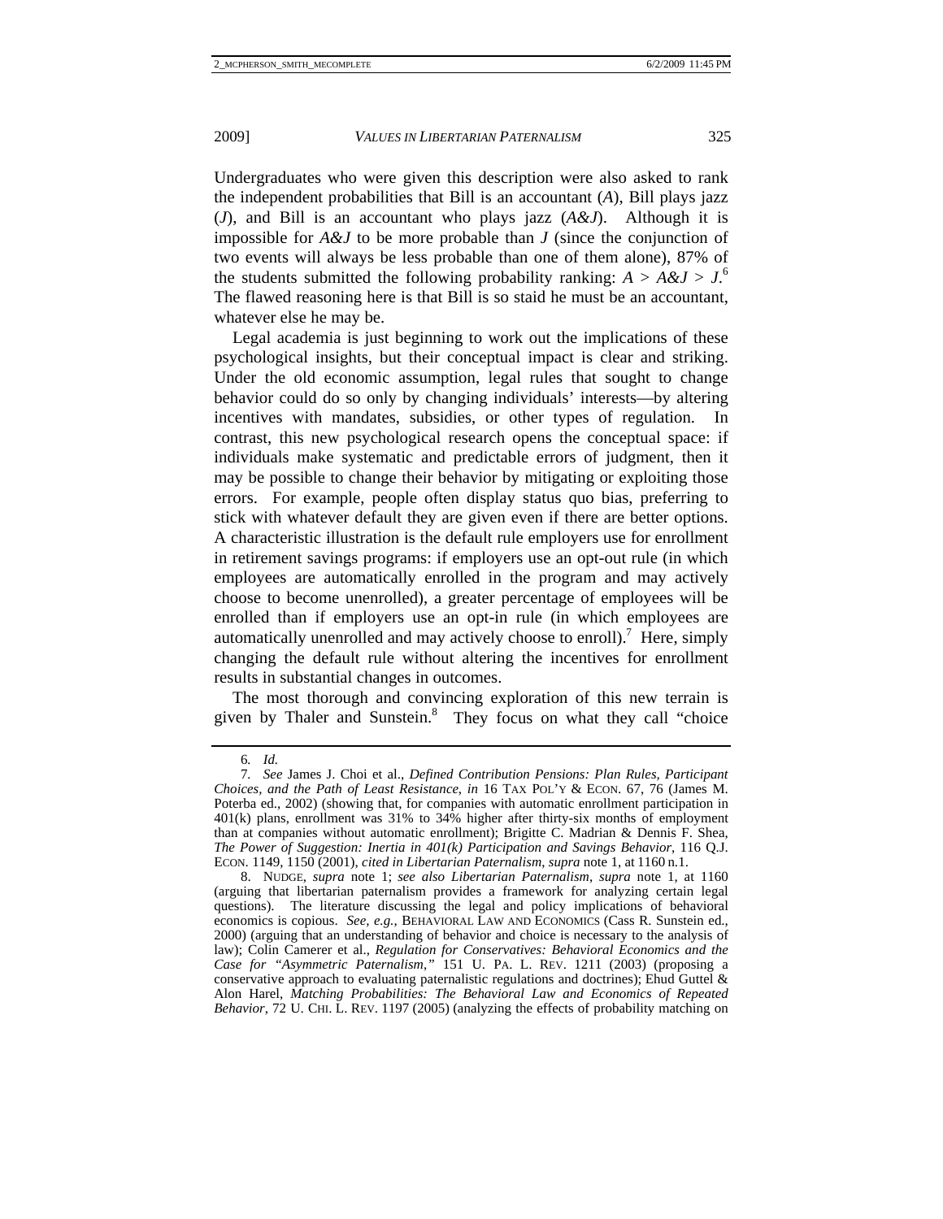Undergraduates who were given this description were also asked to rank the independent probabilities that Bill is an accountant (*A*), Bill plays jazz (*J*), and Bill is an accountant who plays jazz (*A&J*). Although it is impossible for *A&J* to be more probable than *J* (since the conjunction of two events will always be less probable than one of them alone), 87% of the students submitted the following probability ranking: $A > A\&J > J$.[6] The flawed reasoning here is that Bill is so staid he must be an accountant, whatever else he may be.

Legal academia is just beginning to work out the implications of these psychological insights, but their conceptual impact is clear and striking. Under the old economic assumption, legal rules that sought to change behavior could do so only by changing individuals' interests—by altering incentives with mandates, subsidies, or other types of regulation. In contrast, this new psychological research opens the conceptual space: if individuals make systematic and predictable errors of judgment, then it may be possible to change their behavior by mitigating or exploiting those errors. For example, people often display status quo bias, preferring to stick with whatever default they are given even if there are better options. A characteristic illustration is the default rule employers use for enrollment in retirement savings programs: if employers use an opt-out rule (in which employees are automatically enrolled in the program and may actively choose to become unenrolled), a greater percentage of employees will be enrolled than if employers use an opt-in rule (in which employees are automatically unenrolled and may actively choose to enroll).[7] Here, simply changing the default rule without altering the incentives for enrollment results in substantial changes in outcomes.

The most thorough and convincing exploration of this new terrain is given by Thaler and Sunstein.[8] They focus on what they call "choice

---

6. *Id.*

7. *See* James J. Choi et al., *Defined Contribution Pensions: Plan Rules, Participant Choices, and the Path of Least Resistance*, *in* 16 TAX POL'Y & ECON. 67, 76 (James M. Poterba ed., 2002) (showing that, for companies with automatic enrollment participation in 401(k) plans, enrollment was 31% to 34% higher after thirty-six months of employment than at companies without automatic enrollment); Brigitte C. Madrian & Dennis F. Shea, *The Power of Suggestion: Inertia in 401(k) Participation and Savings Behavior*, 116 Q.J. ECON. 1149, 1150 (2001), *cited in Libertarian Paternalism*, *supra* note 1, at 1160 n.1.

8. NUDGE, *supra* note 1; *see also Libertarian Paternalism*, *supra* note 1, at 1160 (arguing that libertarian paternalism provides a framework for analyzing certain legal questions). The literature discussing the legal and policy implications of behavioral economics is copious. *See, e.g.*, BEHAVIORAL LAW AND ECONOMICS (Cass R. Sunstein ed., 2000) (arguing that an understanding of behavior and choice is necessary to the analysis of law); Colin Camerer et al., *Regulation for Conservatives: Behavioral Economics and the Case for "Asymmetric Paternalism*,*"* 151 U. PA. L. REV. 1211 (2003) (proposing a conservative approach to evaluating paternalistic regulations and doctrines); Ehud Guttel & Alon Harel, *Matching Probabilities: The Behavioral Law and Economics of Repeated Behavior*, 72 U. CHI. L. REV. 1197 (2005) (analyzing the effects of probability matching on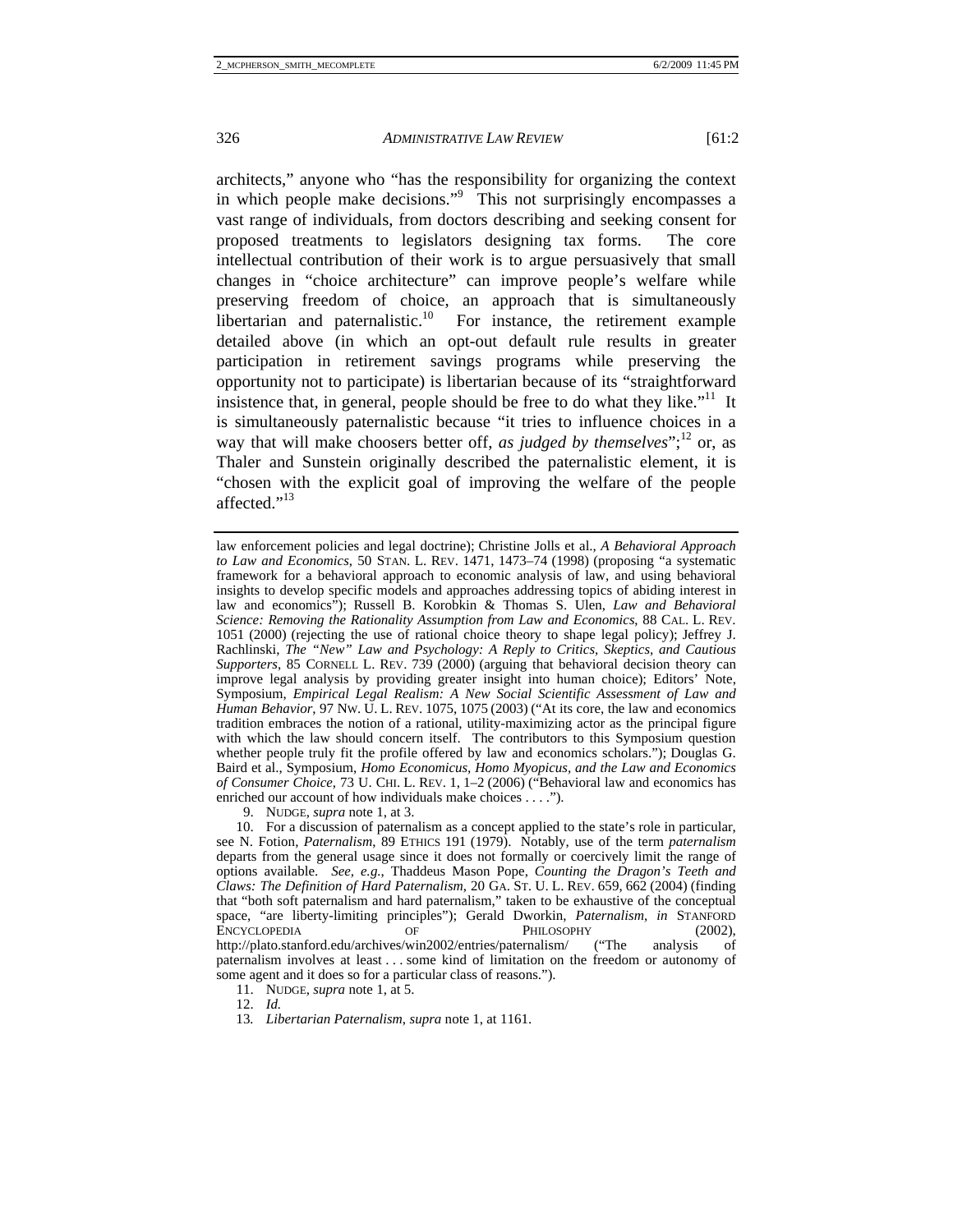architects," anyone who "has the responsibility for organizing the context in which people make decisions."[9] This not surprisingly encompasses a vast range of individuals, from doctors describing and seeking consent for proposed treatments to legislators designing tax forms. The core intellectual contribution of their work is to argue persuasively that small changes in "choice architecture" can improve people's welfare while preserving freedom of choice, an approach that is simultaneously libertarian and paternalistic.[10] For instance, the retirement example detailed above (in which an opt-out default rule results in greater participation in retirement savings programs while preserving the opportunity not to participate) is libertarian because of its "straightforward insistence that, in general, people should be free to do what they like."[11] It is simultaneously paternalistic because "it tries to influence choices in a way that will make choosers better off, *as judged by themselves*";[12] or, as Thaler and Sunstein originally described the paternalistic element, it is "chosen with the explicit goal of improving the welfare of the people affected."[13]

---

law enforcement policies and legal doctrine); Christine Jolls et al., *A Behavioral Approach to Law and Economics*, 50 STAN. L. REV. 1471, 1473–74 (1998) (proposing "a systematic framework for a behavioral approach to economic analysis of law, and using behavioral insights to develop specific models and approaches addressing topics of abiding interest in law and economics"); Russell B. Korobkin & Thomas S. Ulen, *Law and Behavioral Science: Removing the Rationality Assumption from Law and Economics*, 88 CAL. L. REV. 1051 (2000) (rejecting the use of rational choice theory to shape legal policy); Jeffrey J. Rachlinski, *The "New" Law and Psychology: A Reply to Critics, Skeptics, and Cautious Supporters*, 85 CORNELL L. REV. 739 (2000) (arguing that behavioral decision theory can improve legal analysis by providing greater insight into human choice); Editors' Note, Symposium, *Empirical Legal Realism: A New Social Scientific Assessment of Law and Human Behavior*, 97 NW. U. L. REV. 1075, 1075 (2003) ("At its core, the law and economics tradition embraces the notion of a rational, utility-maximizing actor as the principal figure with which the law should concern itself. The contributors to this Symposium question whether people truly fit the profile offered by law and economics scholars."); Douglas G. Baird et al., Symposium, *Homo Economicus, Homo Myopicus, and the Law and Economics of Consumer Choice*, 73 U. CHI. L. REV. 1, 1–2 (2006) ("Behavioral law and economics has enriched our account of how individuals make choices . . . .").

9. NUDGE, *supra* note 1, at 3.

10. For a discussion of paternalism as a concept applied to the state's role in particular, see N. Fotion, *Paternalism*, 89 ETHICS 191 (1979). Notably, use of the term *paternalism* departs from the general usage since it does not formally or coercively limit the range of options available. *See, e.g.*, Thaddeus Mason Pope, *Counting the Dragon's Teeth and Claws: The Definition of Hard Paternalism*, 20 GA. ST. U. L. REV. 659, 662 (2004) (finding that "both soft paternalism and hard paternalism," taken to be exhaustive of the conceptual space, "are liberty-limiting principles"); Gerald Dworkin, *Paternalism*, *in* STANFORD ENCYCLOPEDIA OF PHILOSOPHY (2002), http://plato.stanford.edu/archives/win2002/entries/paternalism/ ("The analysis of paternalism involves at least . . . some kind of limitation on the freedom or autonomy of some agent and it does so for a particular class of reasons.").

11. NUDGE, *supra* note 1, at 5.

12. *Id.*

13. *Libertarian Paternalism*, *supra* note 1, at 1161.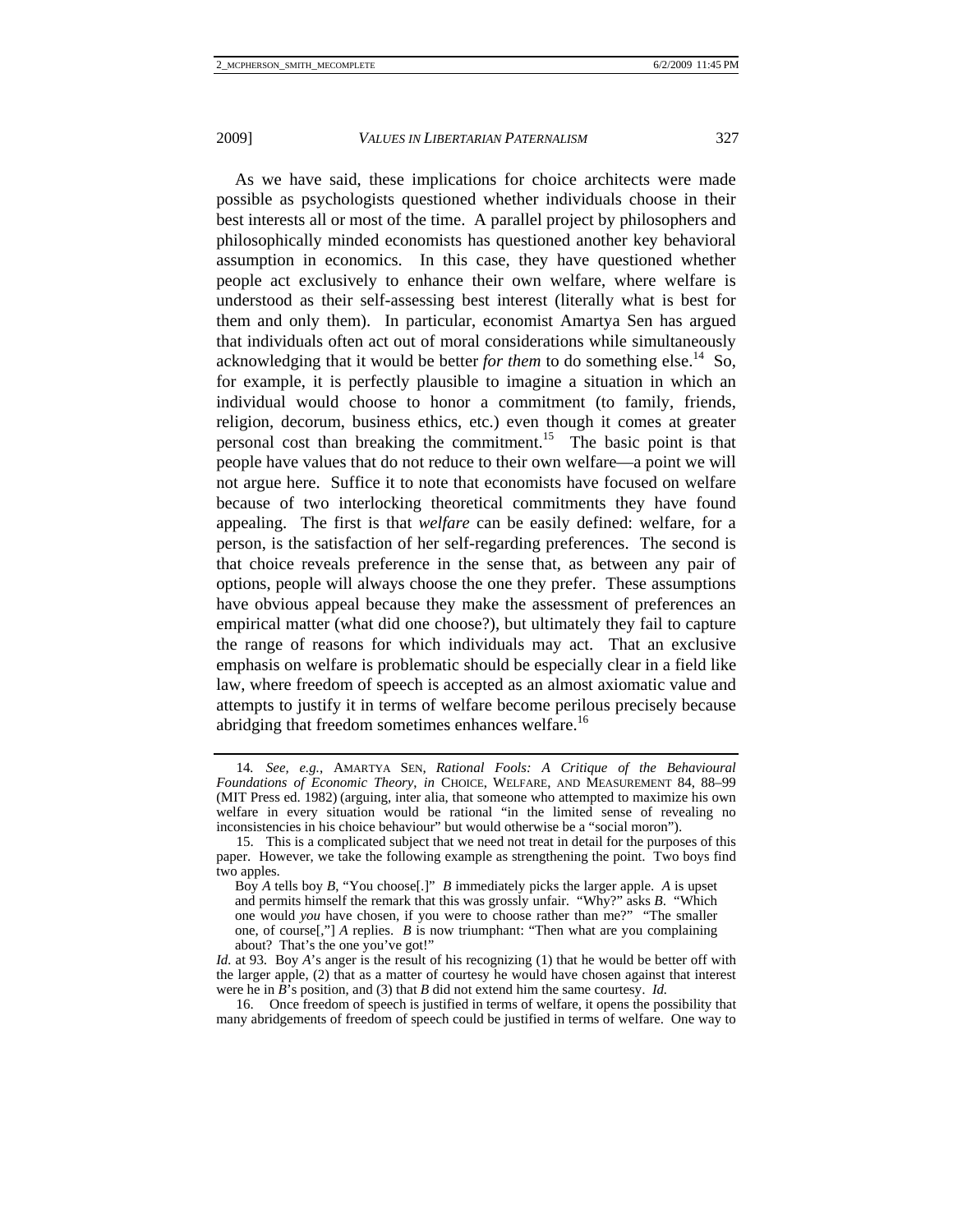As we have said, these implications for choice architects were made possible as psychologists questioned whether individuals choose in their best interests all or most of the time. A parallel project by philosophers and philosophically minded economists has questioned another key behavioral assumption in economics. In this case, they have questioned whether people act exclusively to enhance their own welfare, where welfare is understood as their self-assessing best interest (literally what is best for them and only them). In particular, economist Amartya Sen has argued that individuals often act out of moral considerations while simultaneously acknowledging that it would be better *for them* to do something else.[14] So, for example, it is perfectly plausible to imagine a situation in which an individual would choose to honor a commitment (to family, friends, religion, decorum, business ethics, etc.) even though it comes at greater personal cost than breaking the commitment.[15] The basic point is that people have values that do not reduce to their own welfare—a point we will not argue here. Suffice it to note that economists have focused on welfare because of two interlocking theoretical commitments they have found appealing. The first is that *welfare* can be easily defined: welfare, for a person, is the satisfaction of her self-regarding preferences. The second is that choice reveals preference in the sense that, as between any pair of options, people will always choose the one they prefer. These assumptions have obvious appeal because they make the assessment of preferences an empirical matter (what did one choose?), but ultimately they fail to capture the range of reasons for which individuals may act. That an exclusive emphasis on welfare is problematic should be especially clear in a field like law, where freedom of speech is accepted as an almost axiomatic value and attempts to justify it in terms of welfare become perilous precisely because abridging that freedom sometimes enhances welfare.[16]

---

14. *See, e.g.*, AMARTYA SEN, *Rational Fools: A Critique of the Behavioural Foundations of Economic Theory*, *in* CHOICE, WELFARE, AND MEASUREMENT 84, 88–99 (MIT Press ed. 1982) (arguing, inter alia, that someone who attempted to maximize his own welfare in every situation would be rational "in the limited sense of revealing no inconsistencies in his choice behaviour" but would otherwise be a "social moron").

15. This is a complicated subject that we need not treat in detail for the purposes of this paper. However, we take the following example as strengthening the point. Two boys find two apples.

> Boy *A* tells boy *B*, "You choose[.]" *B* immediately picks the larger apple. *A* is upset and permits himself the remark that this was grossly unfair. "Why?" asks *B*. "Which one would *you* have chosen, if you were to choose rather than me?" "The smaller one, of course[,"] *A* replies. *B* is now triumphant: "Then what are you complaining about? That's the one you've got!"

*Id.* at 93. Boy *A*'s anger is the result of his recognizing (1) that he would be better off with the larger apple, (2) that as a matter of courtesy he would have chosen against that interest were he in *B*'s position, and (3) that *B* did not extend him the same courtesy. *Id.*

16. Once freedom of speech is justified in terms of welfare, it opens the possibility that many abridgements of freedom of speech could be justified in terms of welfare. One way to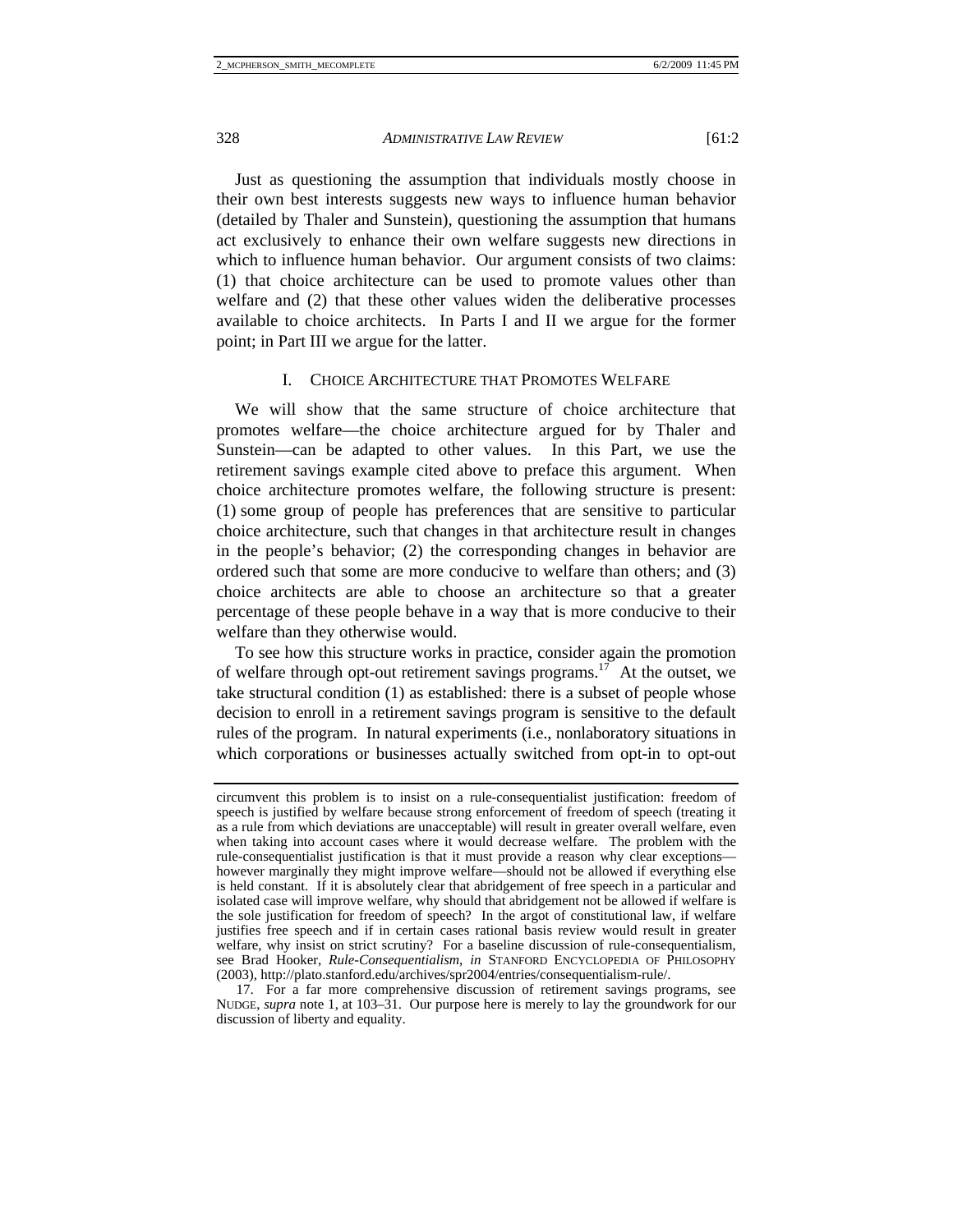Just as questioning the assumption that individuals mostly choose in their own best interests suggests new ways to influence human behavior (detailed by Thaler and Sunstein), questioning the assumption that humans act exclusively to enhance their own welfare suggests new directions in which to influence human behavior. Our argument consists of two claims: (1) that choice architecture can be used to promote values other than welfare and (2) that these other values widen the deliberative processes available to choice architects. In Parts I and II we argue for the former point; in Part III we argue for the latter.

## I. CHOICE ARCHITECTURE THAT PROMOTES WELFARE

We will show that the same structure of choice architecture that promotes welfare—the choice architecture argued for by Thaler and Sunstein—can be adapted to other values. In this Part, we use the retirement savings example cited above to preface this argument. When choice architecture promotes welfare, the following structure is present: (1) some group of people has preferences that are sensitive to particular choice architecture, such that changes in that architecture result in changes in the people's behavior; (2) the corresponding changes in behavior are ordered such that some are more conducive to welfare than others; and (3) choice architects are able to choose an architecture so that a greater percentage of these people behave in a way that is more conducive to their welfare than they otherwise would.

To see how this structure works in practice, consider again the promotion of welfare through opt-out retirement savings programs.[17] At the outset, we take structural condition (1) as established: there is a subset of people whose decision to enroll in a retirement savings program is sensitive to the default rules of the program. In natural experiments (i.e., nonlaboratory situations in which corporations or businesses actually switched from opt-in to opt-out

---

circumvent this problem is to insist on a rule-consequentialist justification: freedom of speech is justified by welfare because strong enforcement of freedom of speech (treating it as a rule from which deviations are unacceptable) will result in greater overall welfare, even when taking into account cases where it would decrease welfare. The problem with the rule-consequentialist justification is that it must provide a reason why clear exceptions—however marginally they might improve welfare—should not be allowed if everything else is held constant. If it is absolutely clear that abridgement of free speech in a particular and isolated case will improve welfare, why should that abridgement not be allowed if welfare is the sole justification for freedom of speech? In the argot of constitutional law, if welfare justifies free speech and if in certain cases rational basis review would result in greater welfare, why insist on strict scrutiny? For a baseline discussion of rule-consequentialism, see Brad Hooker, *Rule-Consequentialism*, *in* STANFORD ENCYCLOPEDIA OF PHILOSOPHY (2003), http://plato.stanford.edu/archives/spr2004/entries/consequentialism-rule/.

17. For a far more comprehensive discussion of retirement savings programs, see NUDGE, *supra* note 1, at 103–31. Our purpose here is merely to lay the groundwork for our discussion of liberty and equality.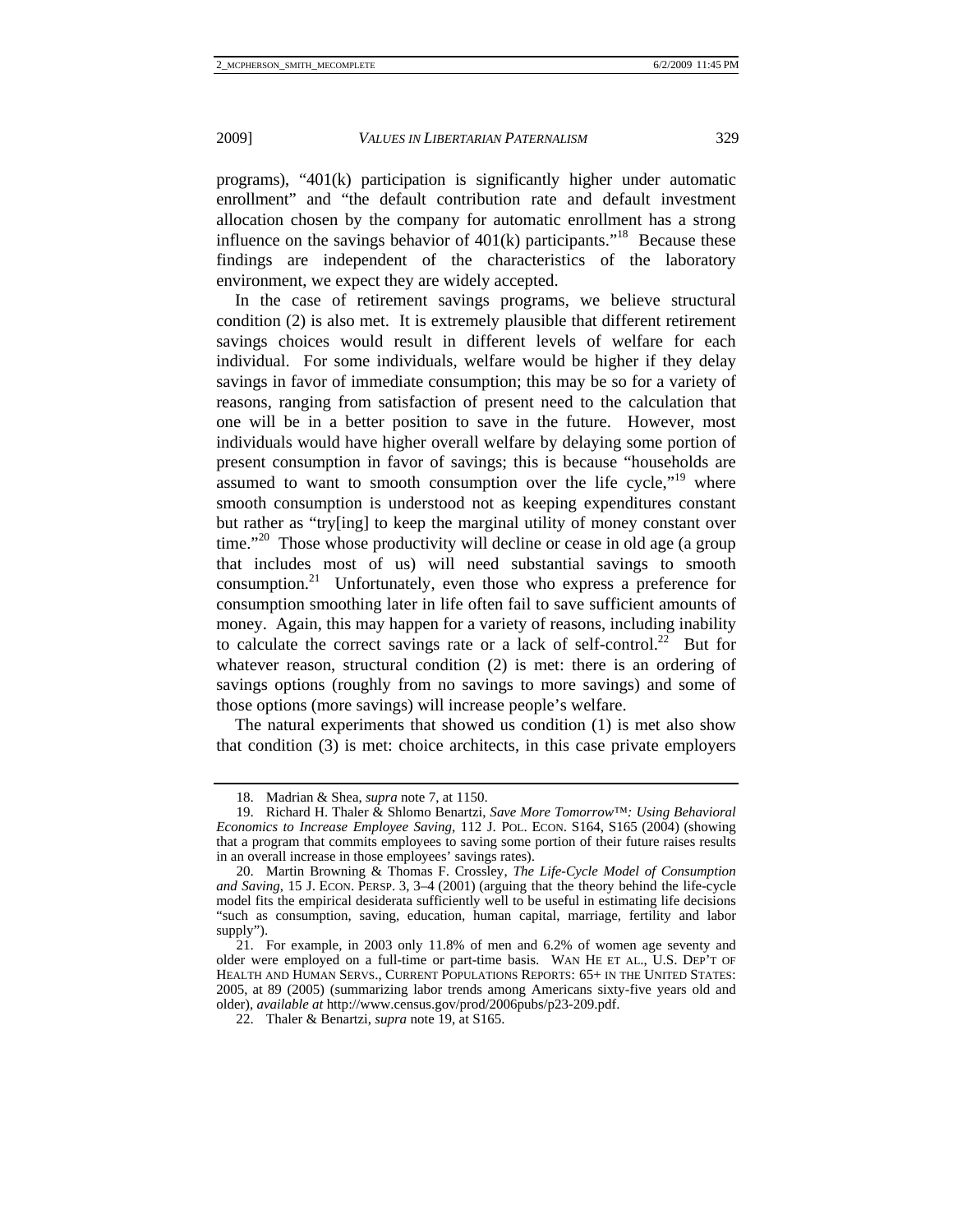programs), "401(k) participation is significantly higher under automatic enrollment" and "the default contribution rate and default investment allocation chosen by the company for automatic enrollment has a strong influence on the savings behavior of 401(k) participants."[18] Because these findings are independent of the characteristics of the laboratory environment, we expect they are widely accepted.

In the case of retirement savings programs, we believe structural condition (2) is also met. It is extremely plausible that different retirement savings choices would result in different levels of welfare for each individual. For some individuals, welfare would be higher if they delay savings in favor of immediate consumption; this may be so for a variety of reasons, ranging from satisfaction of present need to the calculation that one will be in a better position to save in the future. However, most individuals would have higher overall welfare by delaying some portion of present consumption in favor of savings; this is because "households are assumed to want to smooth consumption over the life cycle,"[19] where smooth consumption is understood not as keeping expenditures constant but rather as "try[ing] to keep the marginal utility of money constant over time."[20] Those whose productivity will decline or cease in old age (a group that includes most of us) will need substantial savings to smooth consumption.[21] Unfortunately, even those who express a preference for consumption smoothing later in life often fail to save sufficient amounts of money. Again, this may happen for a variety of reasons, including inability to calculate the correct savings rate or a lack of self-control.[22] But for whatever reason, structural condition (2) is met: there is an ordering of savings options (roughly from no savings to more savings) and some of those options (more savings) will increase people's welfare.

The natural experiments that showed us condition (1) is met also show that condition (3) is met: choice architects, in this case private employers

---

18. Madrian & Shea, *supra* note 7, at 1150.

19. Richard H. Thaler & Shlomo Benartzi, *Save More Tomorrow™: Using Behavioral Economics to Increase Employee Saving*, 112 J. POL. ECON. S164, S165 (2004) (showing that a program that commits employees to saving some portion of their future raises results in an overall increase in those employees' savings rates).

20. Martin Browning & Thomas F. Crossley, *The Life-Cycle Model of Consumption and Saving*, 15 J. ECON. PERSP. 3, 3–4 (2001) (arguing that the theory behind the life-cycle model fits the empirical desiderata sufficiently well to be useful in estimating life decisions "such as consumption, saving, education, human capital, marriage, fertility and labor supply").

21. For example, in 2003 only 11.8% of men and 6.2% of women age seventy and older were employed on a full-time or part-time basis. WAN HE ET AL., U.S. DEP'T OF HEALTH AND HUMAN SERVS., CURRENT POPULATIONS REPORTS: 65+ IN THE UNITED STATES: 2005, at 89 (2005) (summarizing labor trends among Americans sixty-five years old and older), *available at* http://www.census.gov/prod/2006pubs/p23-209.pdf.

22. Thaler & Benartzi, *supra* note 19, at S165.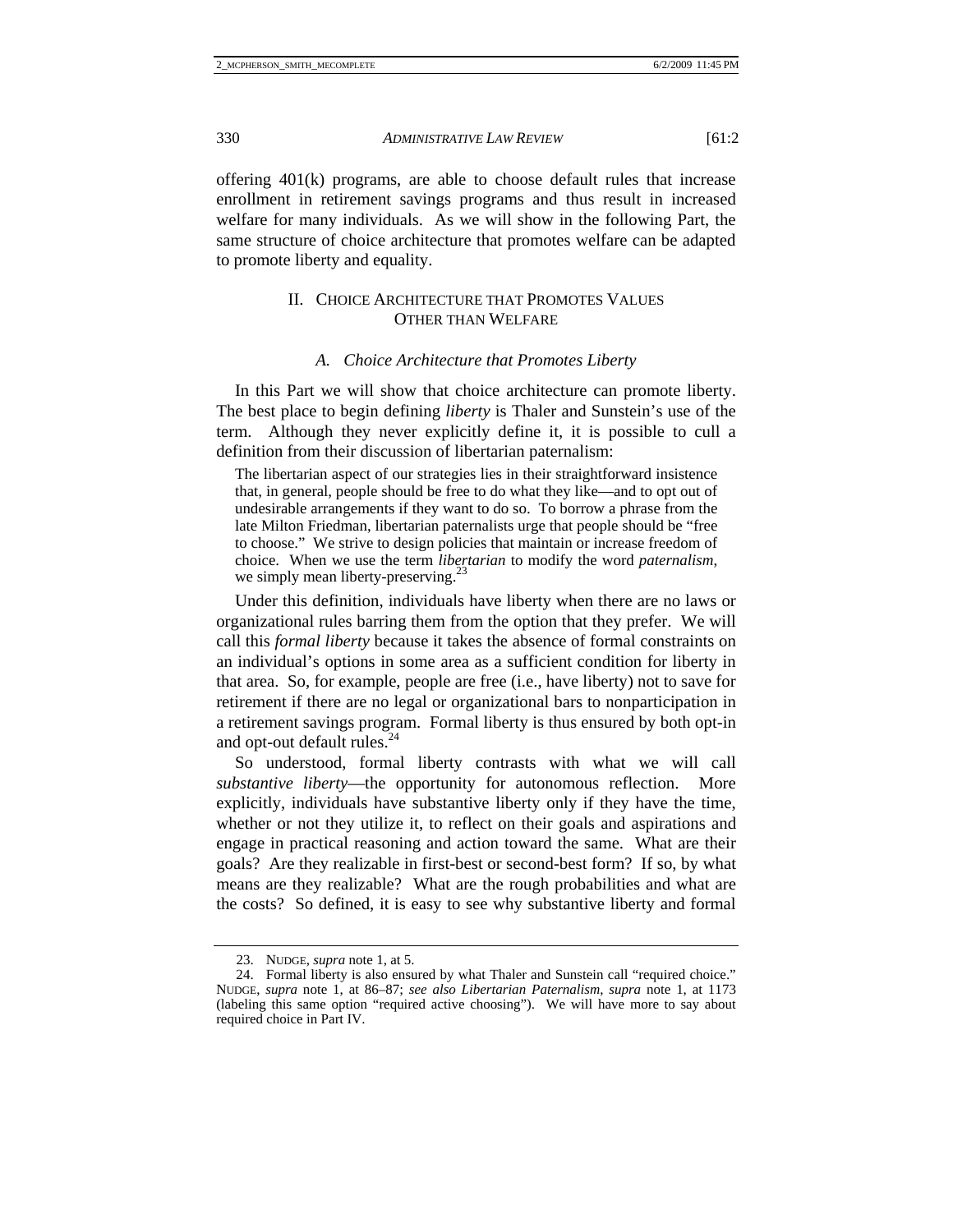offering 401(k) programs, are able to choose default rules that increase enrollment in retirement savings programs and thus result in increased welfare for many individuals. As we will show in the following Part, the same structure of choice architecture that promotes welfare can be adapted to promote liberty and equality.

## II. CHOICE ARCHITECTURE THAT PROMOTES VALUES OTHER THAN WELFARE

### *A. Choice Architecture that Promotes Liberty*

In this Part we will show that choice architecture can promote liberty. The best place to begin defining *liberty* is Thaler and Sunstein's use of the term. Although they never explicitly define it, it is possible to cull a definition from their discussion of libertarian paternalism:

> The libertarian aspect of our strategies lies in their straightforward insistence that, in general, people should be free to do what they like—and to opt out of undesirable arrangements if they want to do so. To borrow a phrase from the late Milton Friedman, libertarian paternalists urge that people should be "free to choose." We strive to design policies that maintain or increase freedom of choice. When we use the term *libertarian* to modify the word *paternalism*, we simply mean liberty-preserving.[23]

Under this definition, individuals have liberty when there are no laws or organizational rules barring them from the option that they prefer. We will call this *formal liberty* because it takes the absence of formal constraints on an individual's options in some area as a sufficient condition for liberty in that area. So, for example, people are free (i.e., have liberty) not to save for retirement if there are no legal or organizational bars to nonparticipation in a retirement savings program. Formal liberty is thus ensured by both opt-in and opt-out default rules.[24]

So understood, formal liberty contrasts with what we will call *substantive liberty*—the opportunity for autonomous reflection. More explicitly, individuals have substantive liberty only if they have the time, whether or not they utilize it, to reflect on their goals and aspirations and engage in practical reasoning and action toward the same. What are their goals? Are they realizable in first-best or second-best form? If so, by what means are they realizable? What are the rough probabilities and what are the costs? So defined, it is easy to see why substantive liberty and formal

---

23. NUDGE, *supra* note 1, at 5.

24. Formal liberty is also ensured by what Thaler and Sunstein call "required choice." NUDGE, *supra* note 1, at 86–87; *see also Libertarian Paternalism*, *supra* note 1, at 1173 (labeling this same option "required active choosing"). We will have more to say about required choice in Part IV.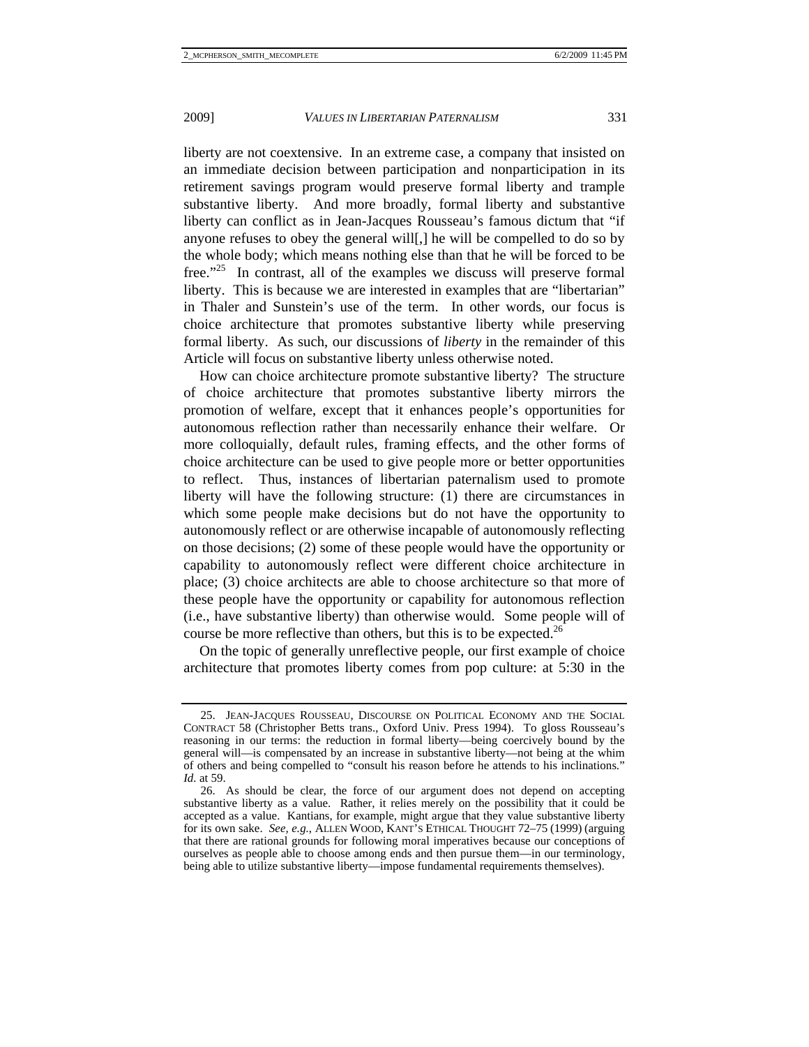liberty are not coextensive. In an extreme case, a company that insisted on an immediate decision between participation and nonparticipation in its retirement savings program would preserve formal liberty and trample substantive liberty. And more broadly, formal liberty and substantive liberty can conflict as in Jean-Jacques Rousseau's famous dictum that "if anyone refuses to obey the general will[,] he will be compelled to do so by the whole body; which means nothing else than that he will be forced to be free."[25] In contrast, all of the examples we discuss will preserve formal liberty. This is because we are interested in examples that are "libertarian" in Thaler and Sunstein's use of the term. In other words, our focus is choice architecture that promotes substantive liberty while preserving formal liberty. As such, our discussions of *liberty* in the remainder of this Article will focus on substantive liberty unless otherwise noted.

How can choice architecture promote substantive liberty? The structure of choice architecture that promotes substantive liberty mirrors the promotion of welfare, except that it enhances people's opportunities for autonomous reflection rather than necessarily enhance their welfare. Or more colloquially, default rules, framing effects, and the other forms of choice architecture can be used to give people more or better opportunities to reflect. Thus, instances of libertarian paternalism used to promote liberty will have the following structure: (1) there are circumstances in which some people make decisions but do not have the opportunity to autonomously reflect or are otherwise incapable of autonomously reflecting on those decisions; (2) some of these people would have the opportunity or capability to autonomously reflect were different choice architecture in place; (3) choice architects are able to choose architecture so that more of these people have the opportunity or capability for autonomous reflection (i.e., have substantive liberty) than otherwise would. Some people will of course be more reflective than others, but this is to be expected.[26]

On the topic of generally unreflective people, our first example of choice architecture that promotes liberty comes from pop culture: at 5:30 in the

---

25. JEAN-JACQUES ROUSSEAU, DISCOURSE ON POLITICAL ECONOMY AND THE SOCIAL CONTRACT 58 (Christopher Betts trans., Oxford Univ. Press 1994). To gloss Rousseau's reasoning in our terms: the reduction in formal liberty—being coercively bound by the general will—is compensated by an increase in substantive liberty—not being at the whim of others and being compelled to "consult his reason before he attends to his inclinations." *Id.* at 59.

26. As should be clear, the force of our argument does not depend on accepting substantive liberty as a value. Rather, it relies merely on the possibility that it could be accepted as a value. Kantians, for example, might argue that they value substantive liberty for its own sake. *See, e.g.*, ALLEN WOOD, KANT'S ETHICAL THOUGHT 72–75 (1999) (arguing that there are rational grounds for following moral imperatives because our conceptions of ourselves as people able to choose among ends and then pursue them—in our terminology, being able to utilize substantive liberty—impose fundamental requirements themselves).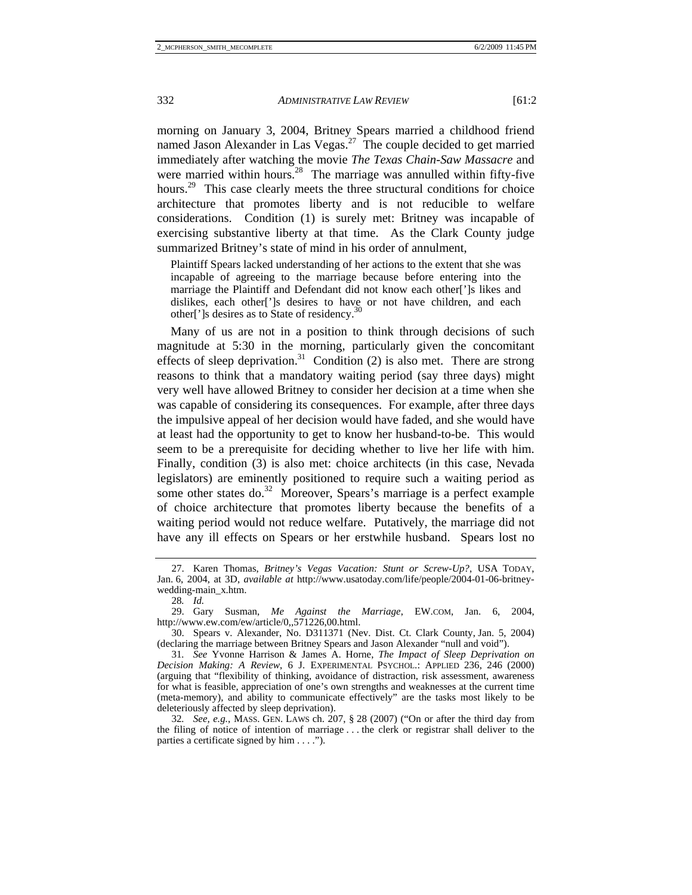morning on January 3, 2004, Britney Spears married a childhood friend named Jason Alexander in Las Vegas.[27] The couple decided to get married immediately after watching the movie *The Texas Chain-Saw Massacre* and were married within hours.[28] The marriage was annulled within fifty-five hours.[29] This case clearly meets the three structural conditions for choice architecture that promotes liberty and is not reducible to welfare considerations. Condition (1) is surely met: Britney was incapable of exercising substantive liberty at that time. As the Clark County judge summarized Britney's state of mind in his order of annulment,

> Plaintiff Spears lacked understanding of her actions to the extent that she was incapable of agreeing to the marriage because before entering into the marriage the Plaintiff and Defendant did not know each other[']s likes and dislikes, each other[']s desires to have or not have children, and each other[']s desires as to State of residency.[30]

Many of us are not in a position to think through decisions of such magnitude at 5:30 in the morning, particularly given the concomitant effects of sleep deprivation.[31] Condition (2) is also met. There are strong reasons to think that a mandatory waiting period (say three days) might very well have allowed Britney to consider her decision at a time when she was capable of considering its consequences. For example, after three days the impulsive appeal of her decision would have faded, and she would have at least had the opportunity to get to know her husband-to-be. This would seem to be a prerequisite for deciding whether to live her life with him. Finally, condition (3) is also met: choice architects (in this case, Nevada legislators) are eminently positioned to require such a waiting period as some other states do.[32] Moreover, Spears's marriage is a perfect example of choice architecture that promotes liberty because the benefits of a waiting period would not reduce welfare. Putatively, the marriage did not have any ill effects on Spears or her erstwhile husband. Spears lost no

---

27. Karen Thomas, *Britney's Vegas Vacation: Stunt or Screw-Up?*, USA TODAY, Jan. 6, 2004, at 3D, *available at* http://www.usatoday.com/life/people/2004-01-06-britney-wedding-main_x.htm.

28. *Id.*

29. Gary Susman, *Me Against the Marriage*, EW.COM, Jan. 6, 2004, http://www.ew.com/ew/article/0,,571226,00.html.

30. Spears v. Alexander, No. D311371 (Nev. Dist. Ct. Clark County, Jan. 5, 2004) (declaring the marriage between Britney Spears and Jason Alexander "null and void").

31. *See* Yvonne Harrison & James A. Horne, *The Impact of Sleep Deprivation on Decision Making: A Review*, 6 J. EXPERIMENTAL PSYCHOL.: APPLIED 236, 246 (2000) (arguing that "flexibility of thinking, avoidance of distraction, risk assessment, awareness for what is feasible, appreciation of one's own strengths and weaknesses at the current time (meta-memory), and ability to communicate effectively" are the tasks most likely to be deleteriously affected by sleep deprivation).

32. *See, e.g.*, MASS. GEN. LAWS ch. 207, § 28 (2007) ("On or after the third day from the filing of notice of intention of marriage . . . the clerk or registrar shall deliver to the parties a certificate signed by him . . . .").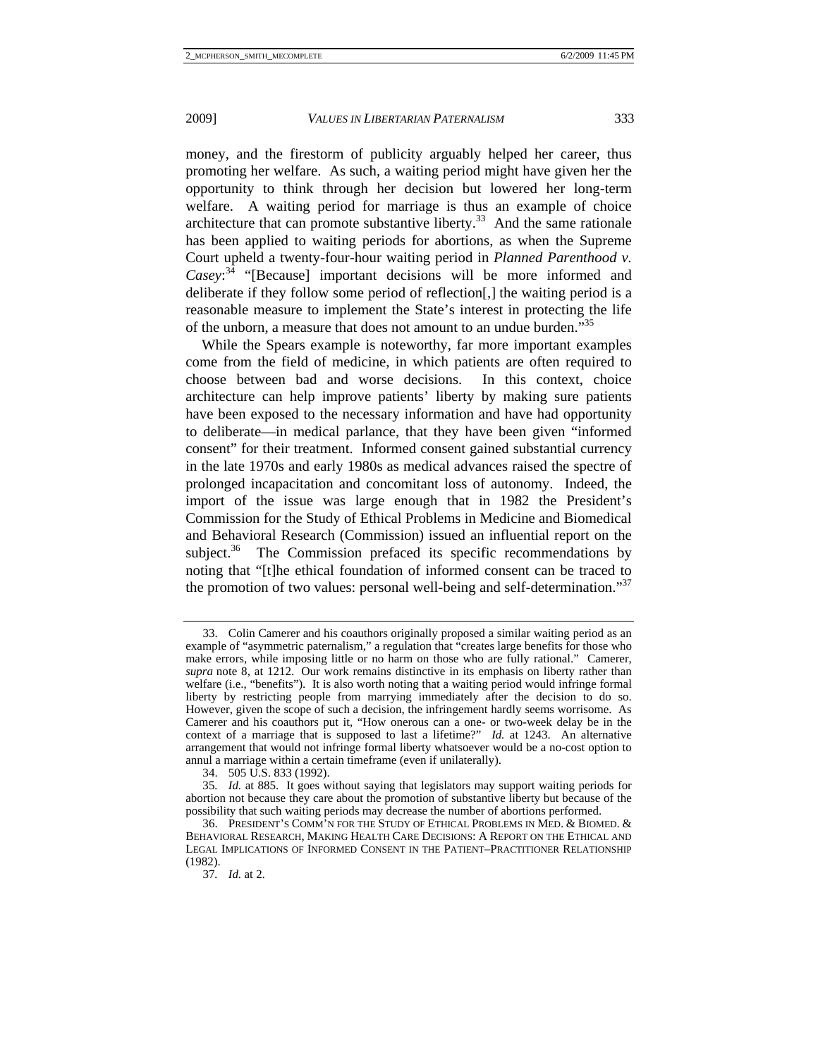money, and the firestorm of publicity arguably helped her career, thus promoting her welfare. As such, a waiting period might have given her the opportunity to think through her decision but lowered her long-term welfare. A waiting period for marriage is thus an example of choice architecture that can promote substantive liberty.[33] And the same rationale has been applied to waiting periods for abortions, as when the Supreme Court upheld a twenty-four-hour waiting period in *Planned Parenthood v. Casey*:[34] "[Because] important decisions will be more informed and deliberate if they follow some period of reflection[,] the waiting period is a reasonable measure to implement the State's interest in protecting the life of the unborn, a measure that does not amount to an undue burden."[35]

While the Spears example is noteworthy, far more important examples come from the field of medicine, in which patients are often required to choose between bad and worse decisions. In this context, choice architecture can help improve patients' liberty by making sure patients have been exposed to the necessary information and have had opportunity to deliberate—in medical parlance, that they have been given "informed consent" for their treatment. Informed consent gained substantial currency in the late 1970s and early 1980s as medical advances raised the spectre of prolonged incapacitation and concomitant loss of autonomy. Indeed, the import of the issue was large enough that in 1982 the President's Commission for the Study of Ethical Problems in Medicine and Biomedical and Behavioral Research (Commission) issued an influential report on the subject.[36] The Commission prefaced its specific recommendations by noting that "[t]he ethical foundation of informed consent can be traced to the promotion of two values: personal well-being and self-determination."[37]

---

33. Colin Camerer and his coauthors originally proposed a similar waiting period as an example of "asymmetric paternalism," a regulation that "creates large benefits for those who make errors, while imposing little or no harm on those who are fully rational." Camerer, *supra* note 8, at 1212. Our work remains distinctive in its emphasis on liberty rather than welfare (i.e., "benefits"). It is also worth noting that a waiting period would infringe formal liberty by restricting people from marrying immediately after the decision to do so. However, given the scope of such a decision, the infringement hardly seems worrisome. As Camerer and his coauthors put it, "How onerous can a one- or two-week delay be in the context of a marriage that is supposed to last a lifetime?" *Id.* at 1243. An alternative arrangement that would not infringe formal liberty whatsoever would be a no-cost option to annul a marriage within a certain timeframe (even if unilaterally).

34. 505 U.S. 833 (1992).

35. *Id.* at 885. It goes without saying that legislators may support waiting periods for abortion not because they care about the promotion of substantive liberty but because of the possibility that such waiting periods may decrease the number of abortions performed.

36. PRESIDENT'S COMM'N FOR THE STUDY OF ETHICAL PROBLEMS IN MED. & BIOMED. & BEHAVIORAL RESEARCH, MAKING HEALTH CARE DECISIONS: A REPORT ON THE ETHICAL AND LEGAL IMPLICATIONS OF INFORMED CONSENT IN THE PATIENT–PRACTITIONER RELATIONSHIP (1982).

37. *Id.* at 2.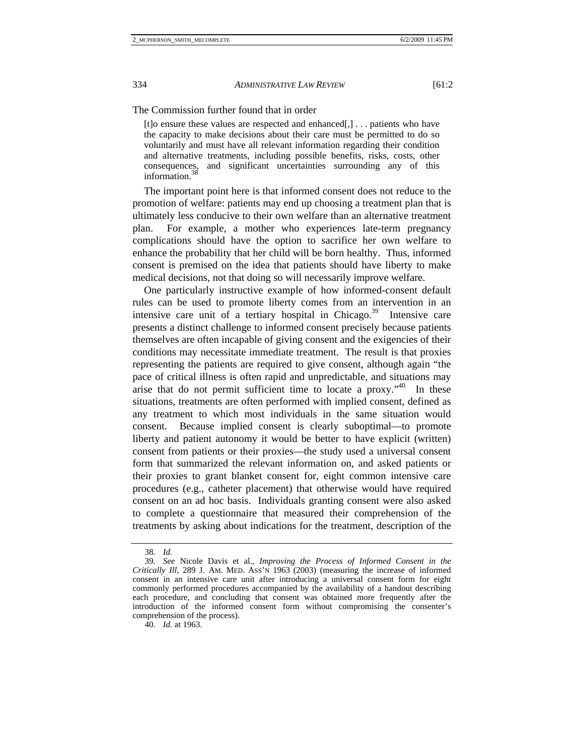The Commission further found that in order

> [t]o ensure these values are respected and enhanced[,] . . . patients who have the capacity to make decisions about their care must be permitted to do so voluntarily and must have all relevant information regarding their condition and alternative treatments, including possible benefits, risks, costs, other consequences, and significant uncertainties surrounding any of this information.[38]

The important point here is that informed consent does not reduce to the promotion of welfare: patients may end up choosing a treatment plan that is ultimately less conducive to their own welfare than an alternative treatment plan. For example, a mother who experiences late-term pregnancy complications should have the option to sacrifice her own welfare to enhance the probability that her child will be born healthy. Thus, informed consent is premised on the idea that patients should have liberty to make medical decisions, not that doing so will necessarily improve welfare.

One particularly instructive example of how informed-consent default rules can be used to promote liberty comes from an intervention in an intensive care unit of a tertiary hospital in Chicago.[39] Intensive care presents a distinct challenge to informed consent precisely because patients themselves are often incapable of giving consent and the exigencies of their conditions may necessitate immediate treatment. The result is that proxies representing the patients are required to give consent, although again "the pace of critical illness is often rapid and unpredictable, and situations may arise that do not permit sufficient time to locate a proxy."[40] In these situations, treatments are often performed with implied consent, defined as any treatment to which most individuals in the same situation would consent. Because implied consent is clearly suboptimal—to promote liberty and patient autonomy it would be better to have explicit (written) consent from patients or their proxies—the study used a universal consent form that summarized the relevant information on, and asked patients or their proxies to grant blanket consent for, eight common intensive care procedures (e.g., catheter placement) that otherwise would have required consent on an ad hoc basis. Individuals granting consent were also asked to complete a questionnaire that measured their comprehension of the treatments by asking about indications for the treatment, description of the

---

38. *Id.*

39. *See* Nicole Davis et al., *Improving the Process of Informed Consent in the Critically Ill*, 289 J. AM. MED. ASS'N 1963 (2003) (measuring the increase of informed consent in an intensive care unit after introducing a universal consent form for eight commonly performed procedures accompanied by the availability of a handout describing each procedure, and concluding that consent was obtained more frequently after the introduction of the informed consent form without compromising the consenter's comprehension of the process).

40. *Id.* at 1963.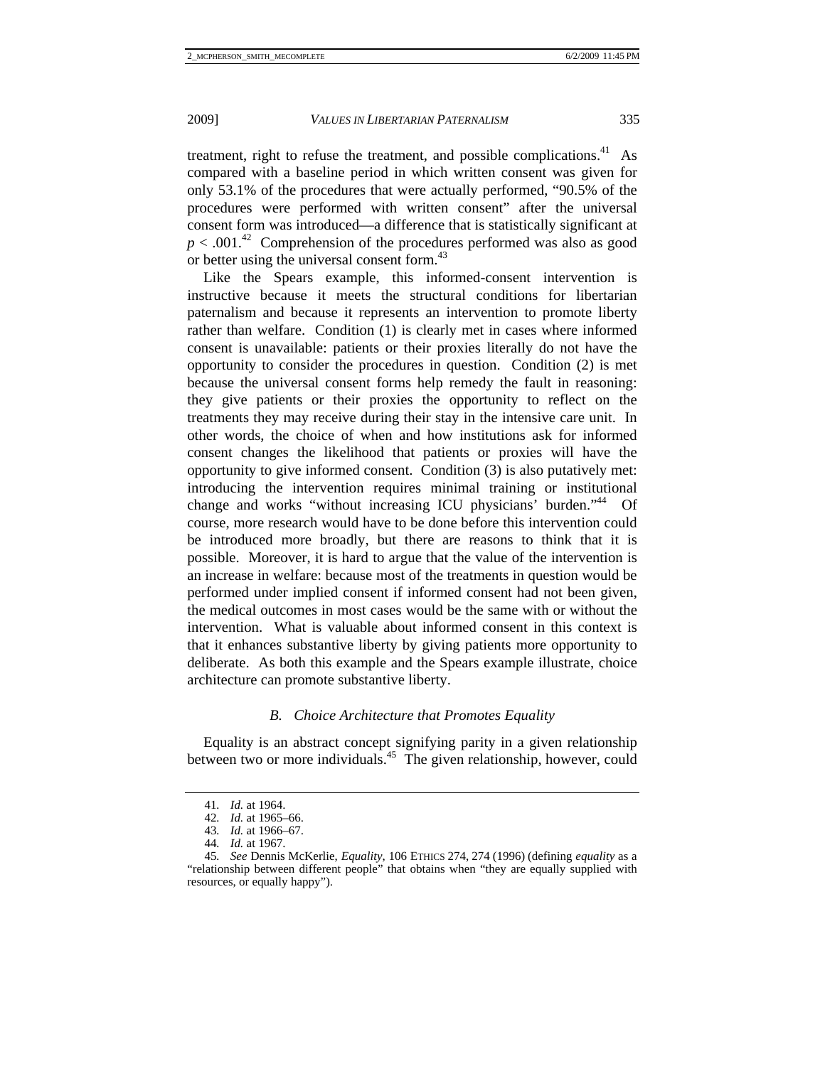treatment, right to refuse the treatment, and possible complications.[41] As compared with a baseline period in which written consent was given for only 53.1% of the procedures that were actually performed, "90.5% of the procedures were performed with written consent" after the universal consent form was introduced—a difference that is statistically significant at $p < .001$.[42] Comprehension of the procedures performed was also as good or better using the universal consent form.[43]

Like the Spears example, this informed-consent intervention is instructive because it meets the structural conditions for libertarian paternalism and because it represents an intervention to promote liberty rather than welfare. Condition (1) is clearly met in cases where informed consent is unavailable: patients or their proxies literally do not have the opportunity to consider the procedures in question. Condition (2) is met because the universal consent forms help remedy the fault in reasoning: they give patients or their proxies the opportunity to reflect on the treatments they may receive during their stay in the intensive care unit. In other words, the choice of when and how institutions ask for informed consent changes the likelihood that patients or proxies will have the opportunity to give informed consent. Condition (3) is also putatively met: introducing the intervention requires minimal training or institutional change and works "without increasing ICU physicians' burden."[44] Of course, more research would have to be done before this intervention could be introduced more broadly, but there are reasons to think that it is possible. Moreover, it is hard to argue that the value of the intervention is an increase in welfare: because most of the treatments in question would be performed under implied consent if informed consent had not been given, the medical outcomes in most cases would be the same with or without the intervention. What is valuable about informed consent in this context is that it enhances substantive liberty by giving patients more opportunity to deliberate. As both this example and the Spears example illustrate, choice architecture can promote substantive liberty.

### *B. Choice Architecture that Promotes Equality*

Equality is an abstract concept signifying parity in a given relationship between two or more individuals.[45] The given relationship, however, could

---

41. *Id.* at 1964.

42. *Id.* at 1965–66.

43. *Id.* at 1966–67.

44. *Id.* at 1967.

45. *See* Dennis McKerlie, *Equality*, 106 ETHICS 274, 274 (1996) (defining *equality* as a "relationship between different people" that obtains when "they are equally supplied with resources, or equally happy").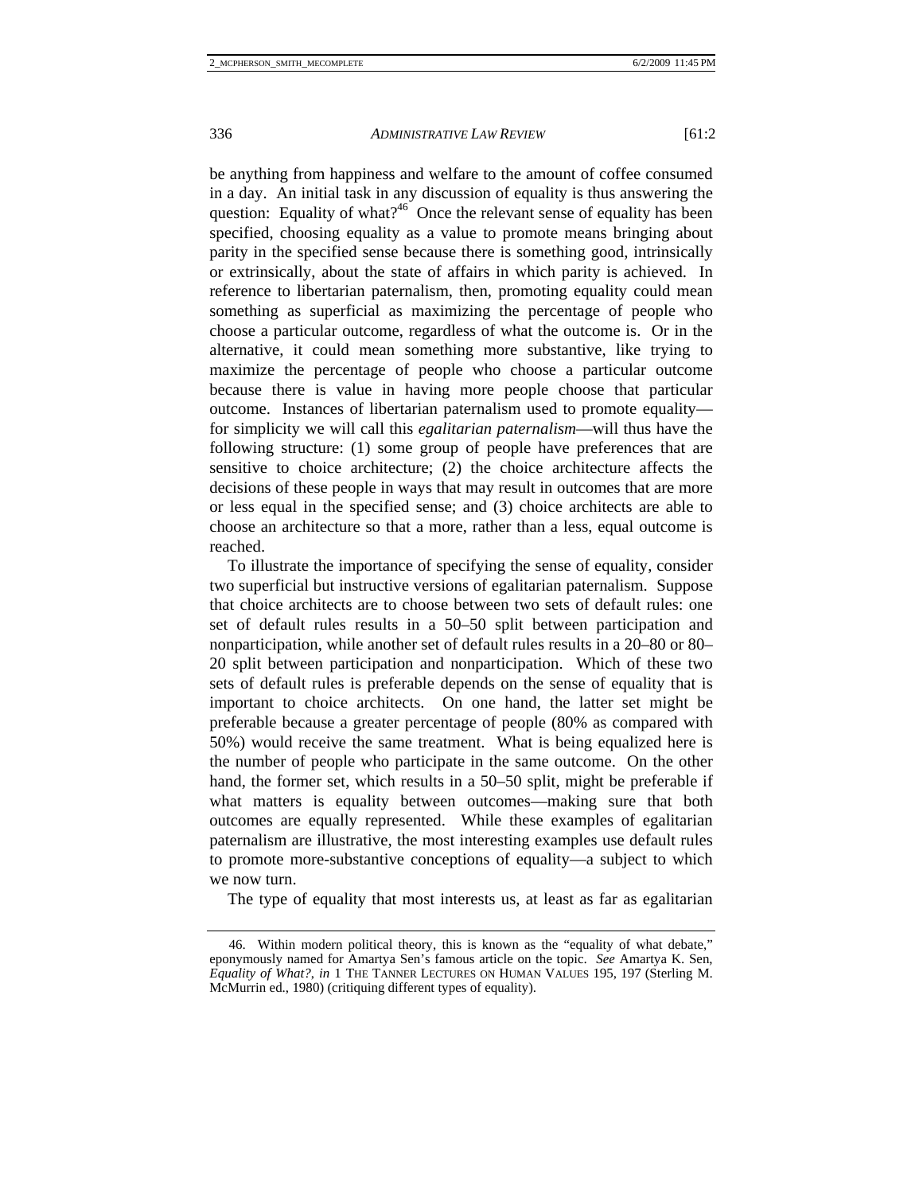be anything from happiness and welfare to the amount of coffee consumed in a day. An initial task in any discussion of equality is thus answering the question: Equality of what?[46] Once the relevant sense of equality has been specified, choosing equality as a value to promote means bringing about parity in the specified sense because there is something good, intrinsically or extrinsically, about the state of affairs in which parity is achieved. In reference to libertarian paternalism, then, promoting equality could mean something as superficial as maximizing the percentage of people who choose a particular outcome, regardless of what the outcome is. Or in the alternative, it could mean something more substantive, like trying to maximize the percentage of people who choose a particular outcome because there is value in having more people choose that particular outcome. Instances of libertarian paternalism used to promote equality—for simplicity we will call this *egalitarian paternalism*—will thus have the following structure: (1) some group of people have preferences that are sensitive to choice architecture; (2) the choice architecture affects the decisions of these people in ways that may result in outcomes that are more or less equal in the specified sense; and (3) choice architects are able to choose an architecture so that a more, rather than a less, equal outcome is reached.

To illustrate the importance of specifying the sense of equality, consider two superficial but instructive versions of egalitarian paternalism. Suppose that choice architects are to choose between two sets of default rules: one set of default rules results in a 50–50 split between participation and nonparticipation, while another set of default rules results in a 20–80 or 80–20 split between participation and nonparticipation. Which of these two sets of default rules is preferable depends on the sense of equality that is important to choice architects. On one hand, the latter set might be preferable because a greater percentage of people (80% as compared with 50%) would receive the same treatment. What is being equalized here is the number of people who participate in the same outcome. On the other hand, the former set, which results in a 50–50 split, might be preferable if what matters is equality between outcomes—making sure that both outcomes are equally represented. While these examples of egalitarian paternalism are illustrative, the most interesting examples use default rules to promote more-substantive conceptions of equality—a subject to which we now turn.

The type of equality that most interests us, at least as far as egalitarian

---

46. Within modern political theory, this is known as the "equality of what debate," eponymously named for Amartya Sen's famous article on the topic. *See* Amartya K. Sen, *Equality of What?*, *in* 1 THE TANNER LECTURES ON HUMAN VALUES 195, 197 (Sterling M. McMurrin ed., 1980) (critiquing different types of equality).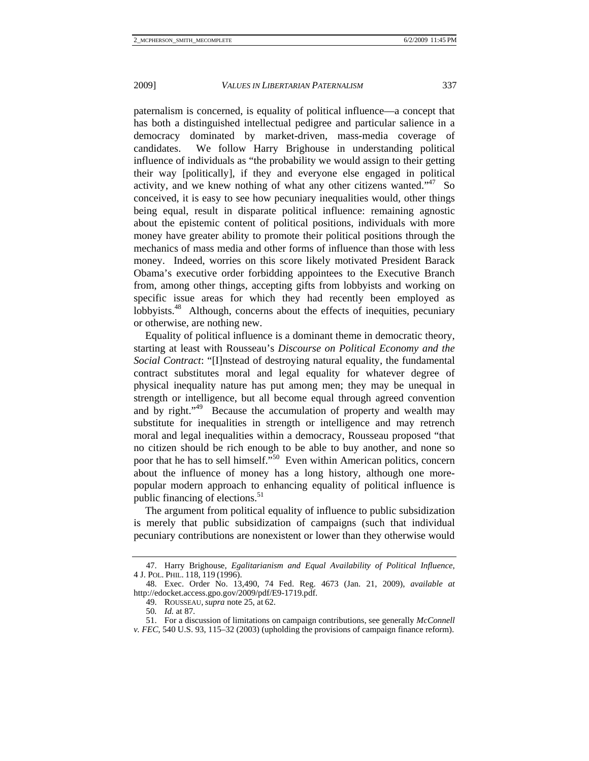paternalism is concerned, is equality of political influence—a concept that has both a distinguished intellectual pedigree and particular salience in a democracy dominated by market-driven, mass-media coverage of candidates. We follow Harry Brighouse in understanding political influence of individuals as "the probability we would assign to their getting their way [politically], if they and everyone else engaged in political activity, and we knew nothing of what any other citizens wanted."[47] So conceived, it is easy to see how pecuniary inequalities would, other things being equal, result in disparate political influence: remaining agnostic about the epistemic content of political positions, individuals with more money have greater ability to promote their political positions through the mechanics of mass media and other forms of influence than those with less money. Indeed, worries on this score likely motivated President Barack Obama's executive order forbidding appointees to the Executive Branch from, among other things, accepting gifts from lobbyists and working on specific issue areas for which they had recently been employed as lobbyists.[48] Although, concerns about the effects of inequities, pecuniary or otherwise, are nothing new.

Equality of political influence is a dominant theme in democratic theory, starting at least with Rousseau's *Discourse on Political Economy and the Social Contract*: "[I]nstead of destroying natural equality, the fundamental contract substitutes moral and legal equality for whatever degree of physical inequality nature has put among men; they may be unequal in strength or intelligence, but all become equal through agreed convention and by right."[49] Because the accumulation of property and wealth may substitute for inequalities in strength or intelligence and may retrench moral and legal inequalities within a democracy, Rousseau proposed "that no citizen should be rich enough to be able to buy another, and none so poor that he has to sell himself."[50] Even within American politics, concern about the influence of money has a long history, although one more-popular modern approach to enhancing equality of political influence is public financing of elections.[51]

The argument from political equality of influence to public subsidization is merely that public subsidization of campaigns (such that individual pecuniary contributions are nonexistent or lower than they otherwise would

---

47. Harry Brighouse, *Egalitarianism and Equal Availability of Political Influence*, 4 J. POL. PHIL. 118, 119 (1996).

48. Exec. Order No. 13,490, 74 Fed. Reg. 4673 (Jan. 21, 2009), *available at* http://edocket.access.gpo.gov/2009/pdf/E9-1719.pdf.

49. ROUSSEAU, *supra* note 25, at 62.

50. *Id.* at 87.

51. For a discussion of limitations on campaign contributions, see generally *McConnell v. FEC*, 540 U.S. 93, 115–32 (2003) (upholding the provisions of campaign finance reform).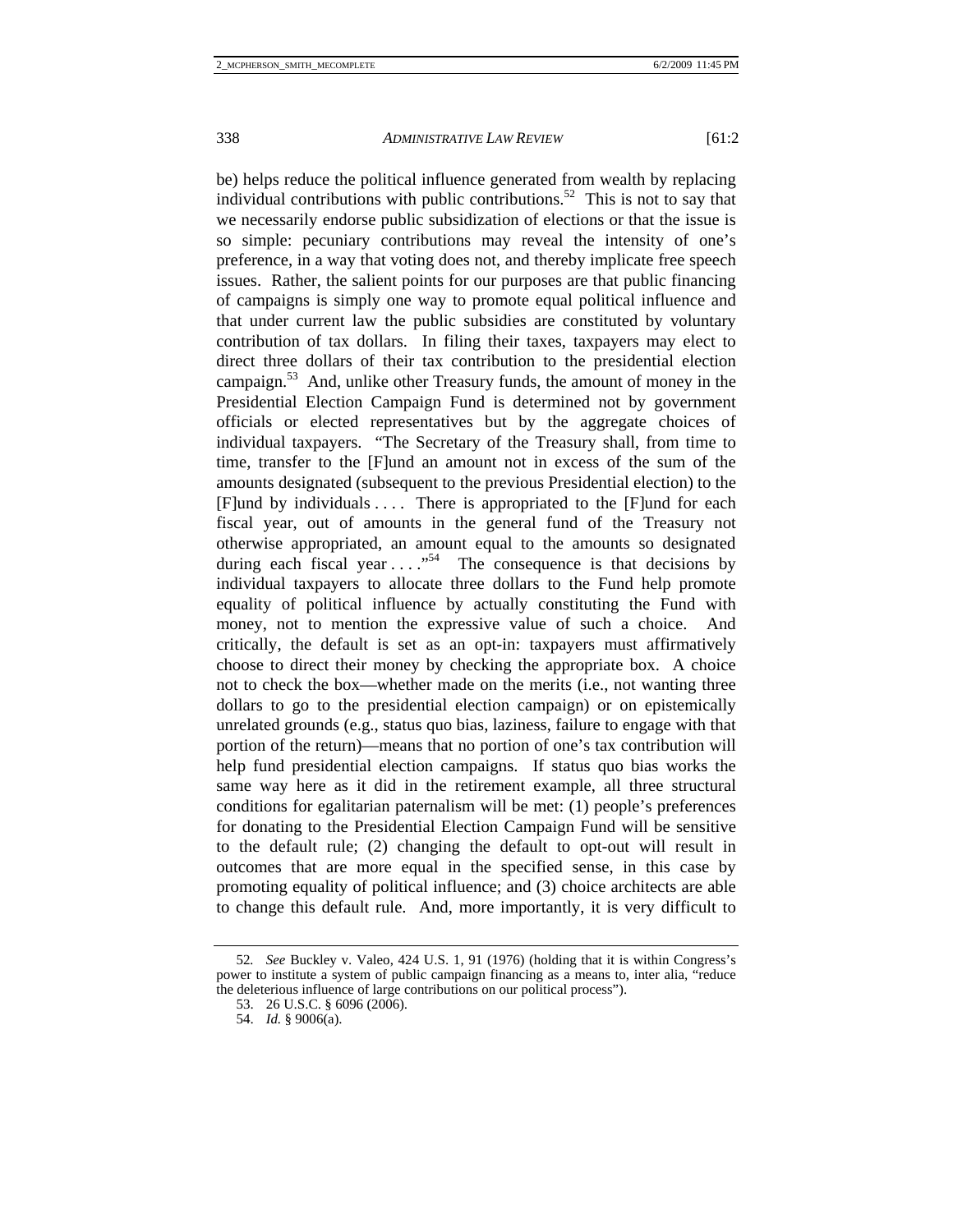be) helps reduce the political influence generated from wealth by replacing individual contributions with public contributions.[52] This is not to say that we necessarily endorse public subsidization of elections or that the issue is so simple: pecuniary contributions may reveal the intensity of one's preference, in a way that voting does not, and thereby implicate free speech issues. Rather, the salient points for our purposes are that public financing of campaigns is simply one way to promote equal political influence and that under current law the public subsidies are constituted by voluntary contribution of tax dollars. In filing their taxes, taxpayers may elect to direct three dollars of their tax contribution to the presidential election campaign.[53] And, unlike other Treasury funds, the amount of money in the Presidential Election Campaign Fund is determined not by government officials or elected representatives but by the aggregate choices of individual taxpayers. "The Secretary of the Treasury shall, from time to time, transfer to the [F]und an amount not in excess of the sum of the amounts designated (subsequent to the previous Presidential election) to the [F]und by individuals . . . . There is appropriated to the [F]und for each fiscal year, out of amounts in the general fund of the Treasury not otherwise appropriated, an amount equal to the amounts so designated during each fiscal year . . . ."[54] The consequence is that decisions by individual taxpayers to allocate three dollars to the Fund help promote equality of political influence by actually constituting the Fund with money, not to mention the expressive value of such a choice. And critically, the default is set as an opt-in: taxpayers must affirmatively choose to direct their money by checking the appropriate box. A choice not to check the box—whether made on the merits (i.e., not wanting three dollars to go to the presidential election campaign) or on epistemically unrelated grounds (e.g., status quo bias, laziness, failure to engage with that portion of the return)—means that no portion of one's tax contribution will help fund presidential election campaigns. If status quo bias works the same way here as it did in the retirement example, all three structural conditions for egalitarian paternalism will be met: (1) people's preferences for donating to the Presidential Election Campaign Fund will be sensitive to the default rule; (2) changing the default to opt-out will result in outcomes that are more equal in the specified sense, in this case by promoting equality of political influence; and (3) choice architects are able to change this default rule. And, more importantly, it is very difficult to

---

52. *See* Buckley v. Valeo, 424 U.S. 1, 91 (1976) (holding that it is within Congress's power to institute a system of public campaign financing as a means to, inter alia, "reduce the deleterious influence of large contributions on our political process").

53. 26 U.S.C. § 6096 (2006).

54. *Id.* § 9006(a).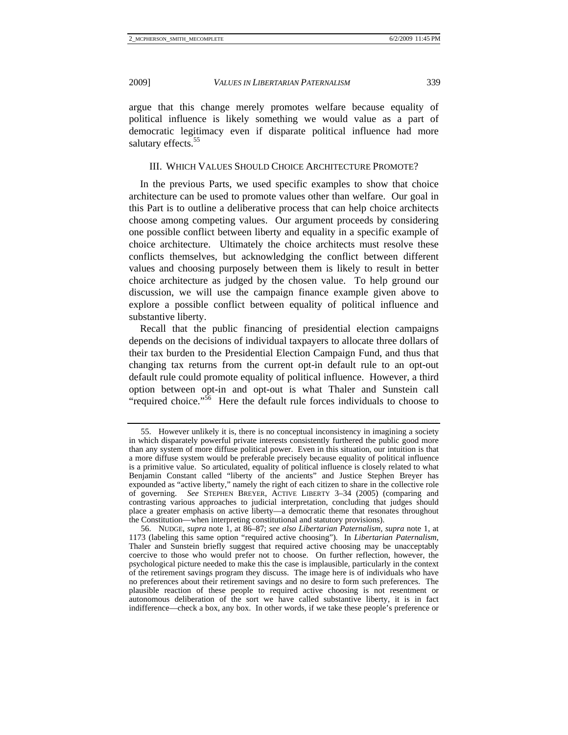argue that this change merely promotes welfare because equality of political influence is likely something we would value as a part of democratic legitimacy even if disparate political influence had more salutary effects.[55]

## III. Which Values Should Choice Architecture Promote?

In the previous Parts, we used specific examples to show that choice architecture can be used to promote values other than welfare. Our goal in this Part is to outline a deliberative process that can help choice architects choose among competing values. Our argument proceeds by considering one possible conflict between liberty and equality in a specific example of choice architecture. Ultimately the choice architects must resolve these conflicts themselves, but acknowledging the conflict between different values and choosing purposely between them is likely to result in better choice architecture as judged by the chosen value. To help ground our discussion, we will use the campaign finance example given above to explore a possible conflict between equality of political influence and substantive liberty.

Recall that the public financing of presidential election campaigns depends on the decisions of individual taxpayers to allocate three dollars of their tax burden to the Presidential Election Campaign Fund, and thus that changing tax returns from the current opt-in default rule to an opt-out default rule could promote equality of political influence. However, a third option between opt-in and opt-out is what Thaler and Sunstein call "required choice."[56] Here the default rule forces individuals to choose to

---

55. However unlikely it is, there is no conceptual inconsistency in imagining a society in which disparately powerful private interests consistently furthered the public good more than any system of more diffuse political power. Even in this situation, our intuition is that a more diffuse system would be preferable precisely because equality of political influence is a primitive value. So articulated, equality of political influence is closely related to what Benjamin Constant called "liberty of the ancients" and Justice Stephen Breyer has expounded as "active liberty," namely the right of each citizen to share in the collective role of governing. *See* STEPHEN BREYER, ACTIVE LIBERTY 3–34 (2005) (comparing and contrasting various approaches to judicial interpretation, concluding that judges should place a greater emphasis on active liberty—a democratic theme that resonates throughout the Constitution—when interpreting constitutional and statutory provisions).

56. NUDGE, *supra* note 1, at 86–87; *see also Libertarian Paternalism*, *supra* note 1, at 1173 (labeling this same option "required active choosing"). In *Libertarian Paternalism*, Thaler and Sunstein briefly suggest that required active choosing may be unacceptably coercive to those who would prefer not to choose. On further reflection, however, the psychological picture needed to make this the case is implausible, particularly in the context of the retirement savings program they discuss. The image here is of individuals who have no preferences about their retirement savings and no desire to form such preferences. The plausible reaction of these people to required active choosing is not resentment or autonomous deliberation of the sort we have called substantive liberty, it is in fact indifference—check a box, any box. In other words, if we take these people's preference or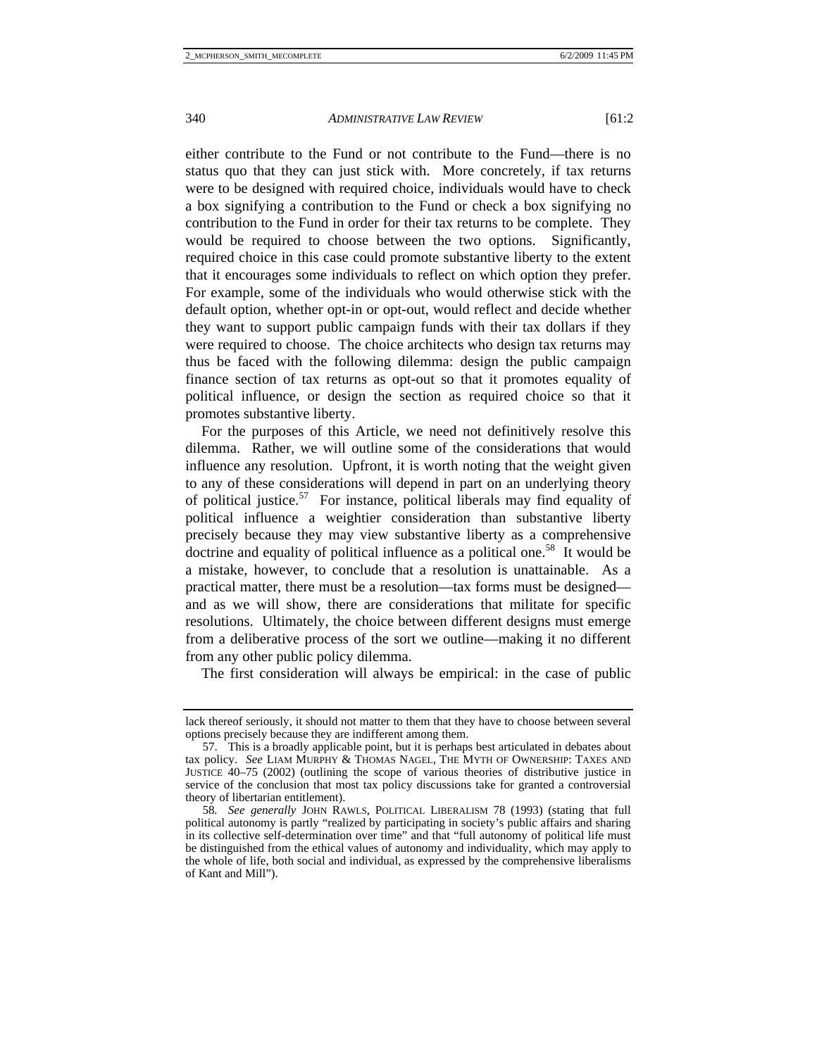either contribute to the Fund or not contribute to the Fund—there is no status quo that they can just stick with. More concretely, if tax returns were to be designed with required choice, individuals would have to check a box signifying a contribution to the Fund or check a box signifying no contribution to the Fund in order for their tax returns to be complete. They would be required to choose between the two options. Significantly, required choice in this case could promote substantive liberty to the extent that it encourages some individuals to reflect on which option they prefer. For example, some of the individuals who would otherwise stick with the default option, whether opt-in or opt-out, would reflect and decide whether they want to support public campaign funds with their tax dollars if they were required to choose. The choice architects who design tax returns may thus be faced with the following dilemma: design the public campaign finance section of tax returns as opt-out so that it promotes equality of political influence, or design the section as required choice so that it promotes substantive liberty.

For the purposes of this Article, we need not definitively resolve this dilemma. Rather, we will outline some of the considerations that would influence any resolution. Upfront, it is worth noting that the weight given to any of these considerations will depend in part on an underlying theory of political justice.[57] For instance, political liberals may find equality of political influence a weightier consideration than substantive liberty precisely because they may view substantive liberty as a comprehensive doctrine and equality of political influence as a political one.[58] It would be a mistake, however, to conclude that a resolution is unattainable. As a practical matter, there must be a resolution—tax forms must be designed—and as we will show, there are considerations that militate for specific resolutions. Ultimately, the choice between different designs must emerge from a deliberative process of the sort we outline—making it no different from any other public policy dilemma.

The first consideration will always be empirical: in the case of public

---

lack thereof seriously, it should not matter to them that they have to choose between several options precisely because they are indifferent among them.

57. This is a broadly applicable point, but it is perhaps best articulated in debates about tax policy. *See* LIAM MURPHY & THOMAS NAGEL, THE MYTH OF OWNERSHIP: TAXES AND JUSTICE 40–75 (2002) (outlining the scope of various theories of distributive justice in service of the conclusion that most tax policy discussions take for granted a controversial theory of libertarian entitlement).

58. *See generally* JOHN RAWLS, POLITICAL LIBERALISM 78 (1993) (stating that full political autonomy is partly "realized by participating in society's public affairs and sharing in its collective self-determination over time" and that "full autonomy of political life must be distinguished from the ethical values of autonomy and individuality, which may apply to the whole of life, both social and individual, as expressed by the comprehensive liberalisms of Kant and Mill").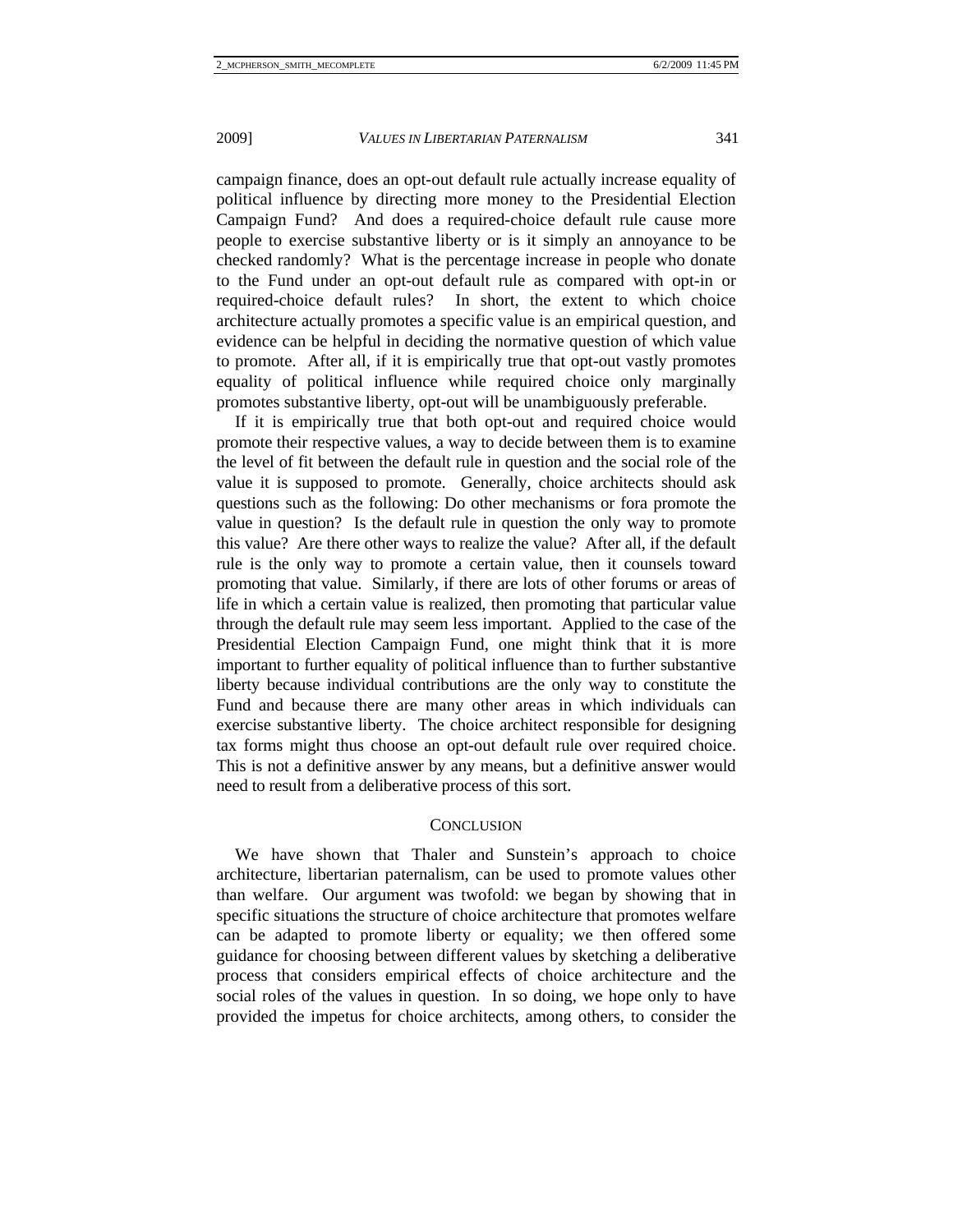campaign finance, does an opt-out default rule actually increase equality of political influence by directing more money to the Presidential Election Campaign Fund? And does a required-choice default rule cause more people to exercise substantive liberty or is it simply an annoyance to be checked randomly? What is the percentage increase in people who donate to the Fund under an opt-out default rule as compared with opt-in or required-choice default rules? In short, the extent to which choice architecture actually promotes a specific value is an empirical question, and evidence can be helpful in deciding the normative question of which value to promote. After all, if it is empirically true that opt-out vastly promotes equality of political influence while required choice only marginally promotes substantive liberty, opt-out will be unambiguously preferable.

If it is empirically true that both opt-out and required choice would promote their respective values, a way to decide between them is to examine the level of fit between the default rule in question and the social role of the value it is supposed to promote. Generally, choice architects should ask questions such as the following: Do other mechanisms or fora promote the value in question? Is the default rule in question the only way to promote this value? Are there other ways to realize the value? After all, if the default rule is the only way to promote a certain value, then it counsels toward promoting that value. Similarly, if there are lots of other forums or areas of life in which a certain value is realized, then promoting that particular value through the default rule may seem less important. Applied to the case of the Presidential Election Campaign Fund, one might think that it is more important to further equality of political influence than to further substantive liberty because individual contributions are the only way to constitute the Fund and because there are many other areas in which individuals can exercise substantive liberty. The choice architect responsible for designing tax forms might thus choose an opt-out default rule over required choice. This is not a definitive answer by any means, but a definitive answer would need to result from a deliberative process of this sort.

## Conclusion

We have shown that Thaler and Sunstein's approach to choice architecture, libertarian paternalism, can be used to promote values other than welfare. Our argument was twofold: we began by showing that in specific situations the structure of choice architecture that promotes welfare can be adapted to promote liberty or equality; we then offered some guidance for choosing between different values by sketching a deliberative process that considers empirical effects of choice architecture and the social roles of the values in question. In so doing, we hope only to have provided the impetus for choice architects, among others, to consider the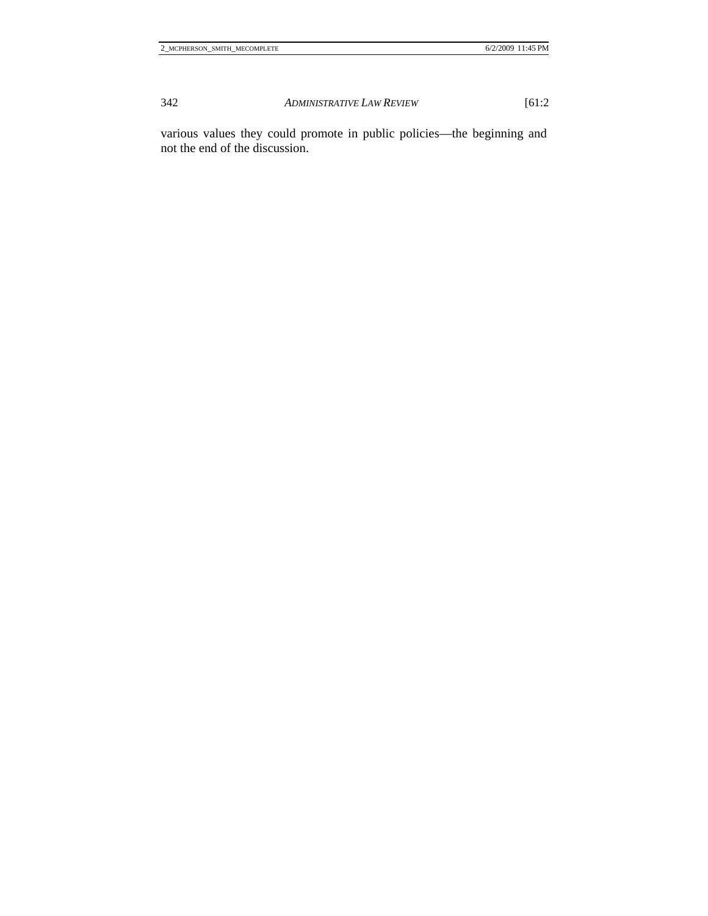various values they could promote in public policies—the beginning and not the end of the discussion.